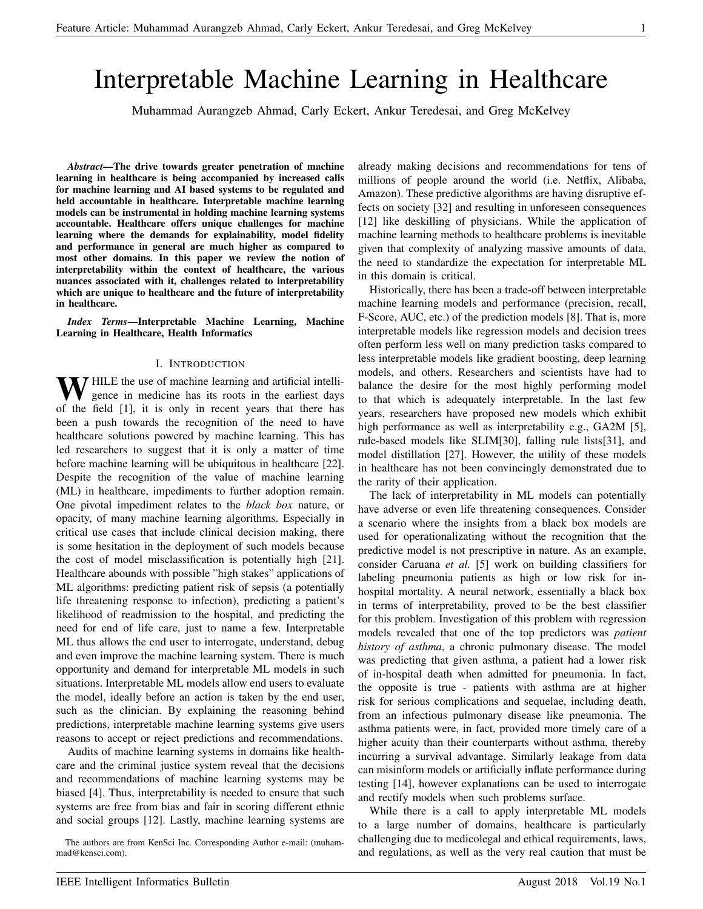# Interpretable Machine Learning in Healthcare

Muhammad Aurangzeb Ahmad, Carly Eckert, Ankur Teredesai, and Greg McKelvey

***Abstract*—The drive towards greater penetration of machine learning in healthcare is being accompanied by increased calls for machine learning and AI based systems to be regulated and held accountable in healthcare. Interpretable machine learning models can be instrumental in holding machine learning systems accountable. Healthcare offers unique challenges for machine learning where the demands for explainability, model fidelity and performance in general are much higher as compared to most other domains. In this paper we review the notion of interpretability within the context of healthcare, the various nuances associated with it, challenges related to interpretability which are unique to healthcare and the future of interpretability in healthcare.**

***Index Terms*—Interpretable Machine Learning, Machine Learning in Healthcare, Health Informatics**

## I. Introduction

WHILE the use of machine learning and artificial intelligence in medicine has its roots in the earliest days of the field [1], it is only in recent years that there has been a push towards the recognition of the need to have healthcare solutions powered by machine learning. This has led researchers to suggest that it is only a matter of time before machine learning will be ubiquitous in healthcare [22]. Despite the recognition of the value of machine learning (ML) in healthcare, impediments to further adoption remain. One pivotal impediment relates to the *black box* nature, or opacity, of many machine learning algorithms. Especially in critical use cases that include clinical decision making, there is some hesitation in the deployment of such models because the cost of model misclassification is potentially high [21]. Healthcare abounds with possible "high stakes" applications of ML algorithms: predicting patient risk of sepsis (a potentially life threatening response to infection), predicting a patient's likelihood of readmission to the hospital, and predicting the need for end of life care, just to name a few. Interpretable ML thus allows the end user to interrogate, understand, debug and even improve the machine learning system. There is much opportunity and demand for interpretable ML models in such situations. Interpretable ML models allow end users to evaluate the model, ideally before an action is taken by the end user, such as the clinician. By explaining the reasoning behind predictions, interpretable machine learning systems give users reasons to accept or reject predictions and recommendations.

Audits of machine learning systems in domains like healthcare and the criminal justice system reveal that the decisions and recommendations of machine learning systems may be biased [4]. Thus, interpretability is needed to ensure that such systems are free from bias and fair in scoring different ethnic and social groups [12]. Lastly, machine learning systems are already making decisions and recommendations for tens of millions of people around the world (i.e. Netflix, Alibaba, Amazon). These predictive algorithms are having disruptive effects on society [32] and resulting in unforeseen consequences [12] like deskilling of physicians. While the application of machine learning methods to healthcare problems is inevitable given that complexity of analyzing massive amounts of data, the need to standardize the expectation for interpretable ML in this domain is critical.

Historically, there has been a trade-off between interpretable machine learning models and performance (precision, recall, F-Score, AUC, etc.) of the prediction models [8]. That is, more interpretable models like regression models and decision trees often perform less well on many prediction tasks compared to less interpretable models like gradient boosting, deep learning models, and others. Researchers and scientists have had to balance the desire for the most highly performing model to that which is adequately interpretable. In the last few years, researchers have proposed new models which exhibit high performance as well as interpretability e.g., GA2M [5], rule-based models like SLIM[30], falling rule lists[31], and model distillation [27]. However, the utility of these models in healthcare has not been convincingly demonstrated due to the rarity of their application.

The lack of interpretability in ML models can potentially have adverse or even life threatening consequences. Consider a scenario where the insights from a black box models are used for operationalizating without the recognition that the predictive model is not prescriptive in nature. As an example, consider Caruana *et al.* [5] work on building classifiers for labeling pneumonia patients as high or low risk for in-hospital mortality. A neural network, essentially a black box in terms of interpretability, proved to be the best classifier for this problem. Investigation of this problem with regression models revealed that one of the top predictors was *patient history of asthma*, a chronic pulmonary disease. The model was predicting that given asthma, a patient had a lower risk of in-hospital death when admitted for pneumonia. In fact, the opposite is true - patients with asthma are at higher risk for serious complications and sequelae, including death, from an infectious pulmonary disease like pneumonia. The asthma patients were, in fact, provided more timely care of a higher acuity than their counterparts without asthma, thereby incurring a survival advantage. Similarly leakage from data can misinform models or artificially inflate performance during testing [14], however explanations can be used to interrogate and rectify models when such problems surface.

While there is a call to apply interpretable ML models to a large number of domains, healthcare is particularly challenging due to medicolegal and ethical requirements, laws, and regulations, as well as the very real caution that must be

The authors are from KenSci Inc. Corresponding Author e-mail: (muhammad@kensci.com).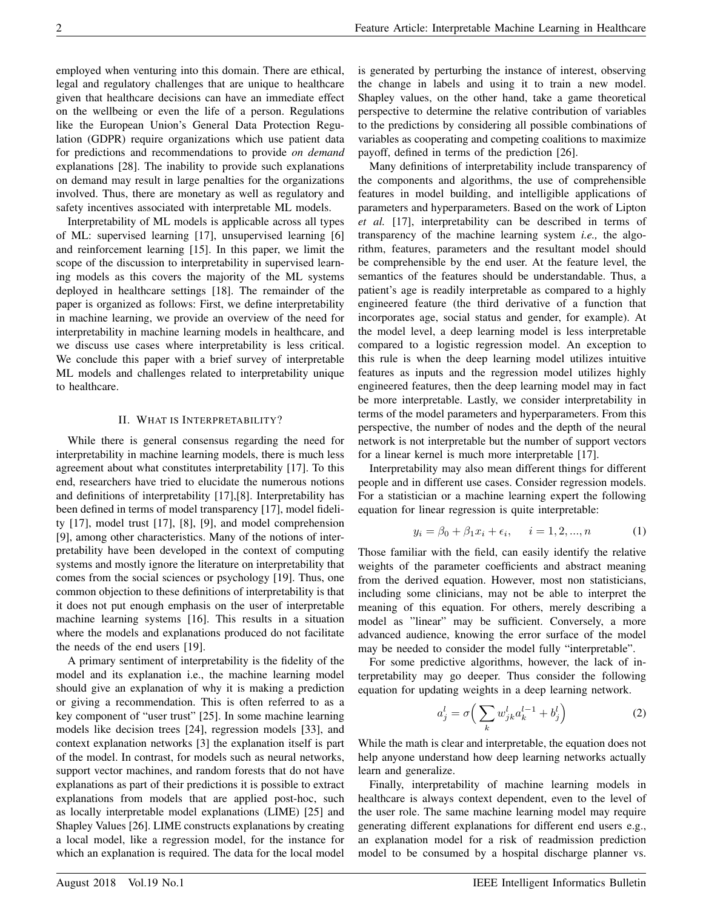employed when venturing into this domain. There are ethical, legal and regulatory challenges that are unique to healthcare given that healthcare decisions can have an immediate effect on the wellbeing or even the life of a person. Regulations like the European Union's General Data Protection Regulation (GDPR) require organizations which use patient data for predictions and recommendations to provide *on demand* explanations [28]. The inability to provide such explanations on demand may result in large penalties for the organizations involved. Thus, there are monetary as well as regulatory and safety incentives associated with interpretable ML models.

Interpretability of ML models is applicable across all types of ML: supervised learning [17], unsupervised learning [6] and reinforcement learning [15]. In this paper, we limit the scope of the discussion to interpretability in supervised learning models as this covers the majority of the ML systems deployed in healthcare settings [18]. The remainder of the paper is organized as follows: First, we define interpretability in machine learning, we provide an overview of the need for interpretability in machine learning models in healthcare, and we discuss use cases where interpretability is less critical. We conclude this paper with a brief survey of interpretable ML models and challenges related to interpretability unique to healthcare.

## II. What is Interpretability?

While there is general consensus regarding the need for interpretability in machine learning models, there is much less agreement about what constitutes interpretability [17]. To this end, researchers have tried to elucidate the numerous notions and definitions of interpretability [17],[8]. Interpretability has been defined in terms of model transparency [17], model fidelity [17], model trust [17], [8], [9], and model comprehension [9], among other characteristics. Many of the notions of interpretability have been developed in the context of computing systems and mostly ignore the literature on interpretability that comes from the social sciences or psychology [19]. Thus, one common objection to these definitions of interpretability is that it does not put enough emphasis on the user of interpretable machine learning systems [16]. This results in a situation where the models and explanations produced do not facilitate the needs of the end users [19].

A primary sentiment of interpretability is the fidelity of the model and its explanation i.e., the machine learning model should give an explanation of why it is making a prediction or giving a recommendation. This is often referred to as a key component of "user trust" [25]. In some machine learning models like decision trees [24], regression models [33], and context explanation networks [3] the explanation itself is part of the model. In contrast, for models such as neural networks, support vector machines, and random forests that do not have explanations as part of their predictions it is possible to extract explanations from models that are applied post-hoc, such as locally interpretable model explanations (LIME) [25] and Shapley Values [26]. LIME constructs explanations by creating a local model, like a regression model, for the instance for which an explanation is required. The data for the local model is generated by perturbing the instance of interest, observing the change in labels and using it to train a new model. Shapley values, on the other hand, take a game theoretical perspective to determine the relative contribution of variables to the predictions by considering all possible combinations of variables as cooperating and competing coalitions to maximize payoff, defined in terms of the prediction [26].

Many definitions of interpretability include transparency of the components and algorithms, the use of comprehensible features in model building, and intelligible applications of parameters and hyperparameters. Based on the work of Lipton *et al.* [17], interpretability can be described in terms of transparency of the machine learning system *i.e.,* the algorithm, features, parameters and the resultant model should be comprehensible by the end user. At the feature level, the semantics of the features should be understandable. Thus, a patient's age is readily interpretable as compared to a highly engineered feature (the third derivative of a function that incorporates age, social status and gender, for example). At the model level, a deep learning model is less interpretable compared to a logistic regression model. An exception to this rule is when the deep learning model utilizes intuitive features as inputs and the regression model utilizes highly engineered features, then the deep learning model may in fact be more interpretable. Lastly, we consider interpretability in terms of the model parameters and hyperparameters. From this perspective, the number of nodes and the depth of the neural network is not interpretable but the number of support vectors for a linear kernel is much more interpretable [17].

Interpretability may also mean different things for different people and in different use cases. Consider regression models. For a statistician or a machine learning expert the following equation for linear regression is quite interpretable:

$$y_i = \beta_0 + \beta_1 x_i + \epsilon_i, \quad i = 1, 2, ..., n \tag{1}$$

Those familiar with the field, can easily identify the relative weights of the parameter coefficients and abstract meaning from the derived equation. However, most non statisticians, including some clinicians, may not be able to interpret the meaning of this equation. For others, merely describing a model as "linear" may be sufficient. Conversely, a more advanced audience, knowing the error surface of the model may be needed to consider the model fully "interpretable".

For some predictive algorithms, however, the lack of interpretability may go deeper. Thus consider the following equation for updating weights in a deep learning network.

$$a_j^l = \sigma\Big(\sum_k w_{jk}^l a_k^{l-1} + b_j^l\Big) \tag{2}$$

While the math is clear and interpretable, the equation does not help anyone understand how deep learning networks actually learn and generalize.

Finally, interpretability of machine learning models in healthcare is always context dependent, even to the level of the user role. The same machine learning model may require generating different explanations for different end users e.g., an explanation model for a risk of readmission prediction model to be consumed by a hospital discharge planner vs.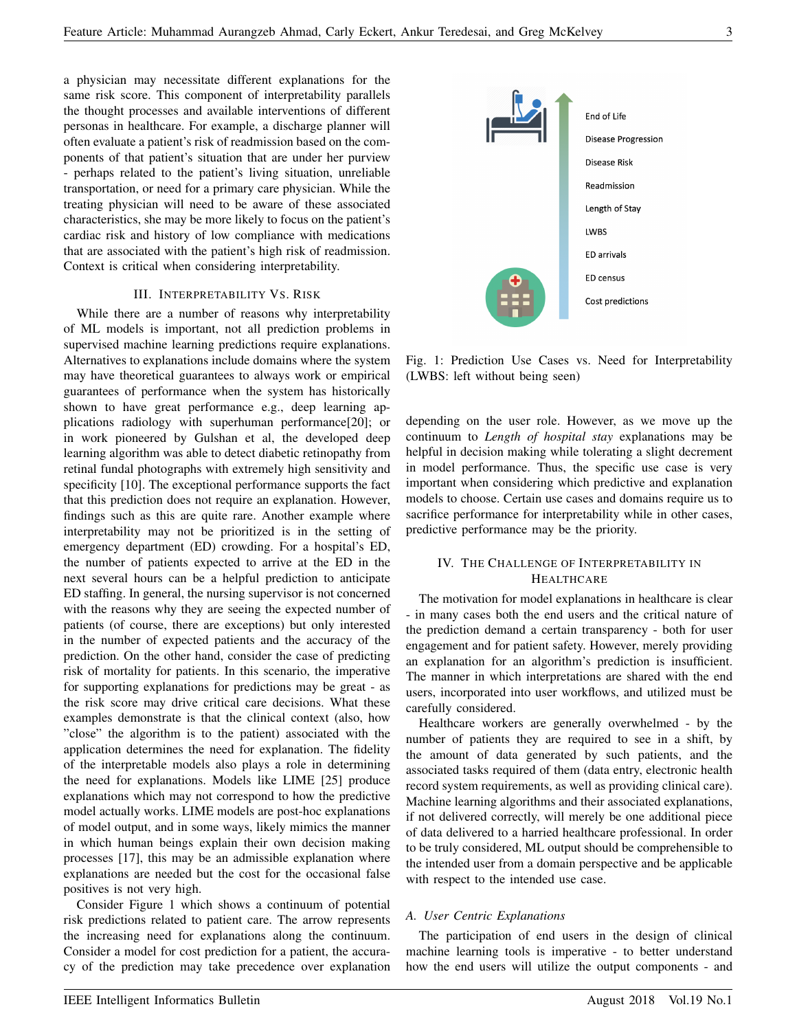a physician may necessitate different explanations for the same risk score. This component of interpretability parallels the thought processes and available interventions of different personas in healthcare. For example, a discharge planner will often evaluate a patient's risk of readmission based on the components of that patient's situation that are under her purview - perhaps related to the patient's living situation, unreliable transportation, or need for a primary care physician. While the treating physician will need to be aware of these associated characteristics, she may be more likely to focus on the patient's cardiac risk and history of low compliance with medications that are associated with the patient's high risk of readmission. Context is critical when considering interpretability.

## III. Interpretability Vs. Risk

While there are a number of reasons why interpretability of ML models is important, not all prediction problems in supervised machine learning predictions require explanations. Alternatives to explanations include domains where the system may have theoretical guarantees to always work or empirical guarantees of performance when the system has historically shown to have great performance e.g., deep learning applications radiology with superhuman performance[20]; or in work pioneered by Gulshan et al, the developed deep learning algorithm was able to detect diabetic retinopathy from retinal fundal photographs with extremely high sensitivity and specificity [10]. The exceptional performance supports the fact that this prediction does not require an explanation. However, findings such as this are quite rare. Another example where interpretability may not be prioritized is in the setting of emergency department (ED) crowding. For a hospital's ED, the number of patients expected to arrive at the ED in the next several hours can be a helpful prediction to anticipate ED staffing. In general, the nursing supervisor is not concerned with the reasons why they are seeing the expected number of patients (of course, there are exceptions) but only interested in the number of expected patients and the accuracy of the prediction. On the other hand, consider the case of predicting risk of mortality for patients. In this scenario, the imperative for supporting explanations for predictions may be great - as the risk score may drive critical care decisions. What these examples demonstrate is that the clinical context (also, how "close" the algorithm is to the patient) associated with the application determines the need for explanation. The fidelity of the interpretable models also plays a role in determining the need for explanations. Models like LIME [25] produce explanations which may not correspond to how the predictive model actually works. LIME models are post-hoc explanations of model output, and in some ways, likely mimics the manner in which human beings explain their own decision making processes [17], this may be an admissible explanation where explanations are needed but the cost for the occasional false positives is not very high.

Consider Figure 1 which shows a continuum of potential risk predictions related to patient care. The arrow represents the increasing need for explanations along the continuum. Consider a model for cost prediction for a patient, the accuracy of the prediction may take precedence over explanation depending on the user role. However, as we move up the continuum to *Length of hospital stay* explanations may be helpful in decision making while tolerating a slight decrement in model performance. Thus, the specific use case is very important when considering which predictive and explanation models to choose. Certain use cases and domains require us to sacrifice performance for interpretability while in other cases, predictive performance may be the priority.

End of Life
Disease Progression
Disease Risk
Readmission
Length of Stay
LWBS
ED arrivals
ED census
Cost predictions

Fig. 1: Prediction Use Cases vs. Need for Interpretability (LWBS: left without being seen)

## IV. The Challenge of Interpretability in Healthcare

The motivation for model explanations in healthcare is clear - in many cases both the end users and the critical nature of the prediction demand a certain transparency - both for user engagement and for patient safety. However, merely providing an explanation for an algorithm's prediction is insufficient. The manner in which interpretations are shared with the end users, incorporated into user workflows, and utilized must be carefully considered.

Healthcare workers are generally overwhelmed - by the number of patients they are required to see in a shift, by the amount of data generated by such patients, and the associated tasks required of them (data entry, electronic health record system requirements, as well as providing clinical care). Machine learning algorithms and their associated explanations, if not delivered correctly, will merely be one additional piece of data delivered to a harried healthcare professional. In order to be truly considered, ML output should be comprehensible to the intended user from a domain perspective and be applicable with respect to the intended use case.

### A. User Centric Explanations

The participation of end users in the design of clinical machine learning tools is imperative - to better understand how the end users will utilize the output components - and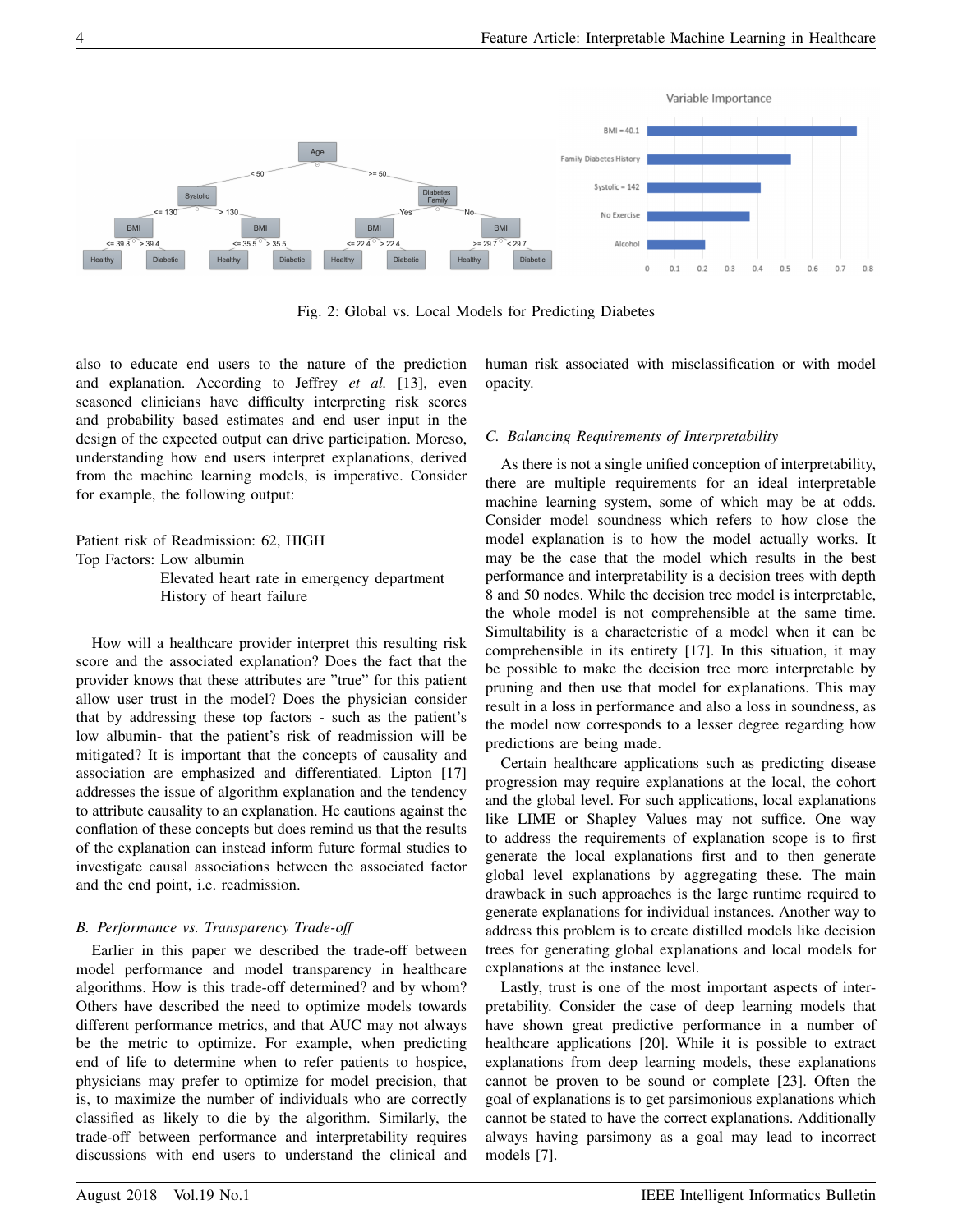Fig. 2: Global vs. Local Models for Predicting Diabetes

also to educate end users to the nature of the prediction and explanation. According to Jeffrey *et al.* [13], even seasoned clinicians have difficulty interpreting risk scores and probability based estimates and end user input in the design of the expected output can drive participation. Moreso, understanding how end users interpret explanations, derived from the machine learning models, is imperative. Consider for example, the following output:

Patient risk of Readmission: 62, HIGH
Top Factors: Low albumin
Elevated heart rate in emergency department
History of heart failure

How will a healthcare provider interpret this resulting risk score and the associated explanation? Does the fact that the provider knows that these attributes are "true" for this patient allow user trust in the model? Does the physician consider that by addressing these top factors - such as the patient's low albumin- that the patient's risk of readmission will be mitigated? It is important that the concepts of causality and association are emphasized and differentiated. Lipton [17] addresses the issue of algorithm explanation and the tendency to attribute causality to an explanation. He cautions against the conflation of these concepts but does remind us that the results of the explanation can instead inform future formal studies to investigate causal associations between the associated factor and the end point, i.e. readmission.

### B. Performance vs. Transparency Trade-off

Earlier in this paper we described the trade-off between model performance and model transparency in healthcare algorithms. How is this trade-off determined? and by whom? Others have described the need to optimize models towards different performance metrics, and that AUC may not always be the metric to optimize. For example, when predicting end of life to determine when to refer patients to hospice, physicians may prefer to optimize for model precision, that is, to maximize the number of individuals who are correctly classified as likely to die by the algorithm. Similarly, the trade-off between performance and interpretability requires discussions with end users to understand the clinical and human risk associated with misclassification or with model opacity.

### C. Balancing Requirements of Interpretability

As there is not a single unified conception of interpretability, there are multiple requirements for an ideal interpretable machine learning system, some of which may be at odds. Consider model soundness which refers to how close the model explanation is to how the model actually works. It may be the case that the model which results in the best performance and interpretability is a decision trees with depth 8 and 50 nodes. While the decision tree model is interpretable, the whole model is not comprehensible at the same time. Simultability is a characteristic of a model when it can be comprehensible in its entirety [17]. In this situation, it may be possible to make the decision tree more interpretable by pruning and then use that model for explanations. This may result in a loss in performance and also a loss in soundness, as the model now corresponds to a lesser degree regarding how predictions are being made.

Certain healthcare applications such as predicting disease progression may require explanations at the local, the cohort and the global level. For such applications, local explanations like LIME or Shapley Values may not suffice. One way to address the requirements of explanation scope is to first generate the local explanations first and to then generate global level explanations by aggregating these. The main drawback in such approaches is the large runtime required to generate explanations for individual instances. Another way to address this problem is to create distilled models like decision trees for generating global explanations and local models for explanations at the instance level.

Lastly, trust is one of the most important aspects of interpretability. Consider the case of deep learning models that have shown great predictive performance in a number of healthcare applications [20]. While it is possible to extract explanations from deep learning models, these explanations cannot be proven to be sound or complete [23]. Often the goal of explanations is to get parsimonious explanations which cannot be stated to have the correct explanations. Additionally always having parsimony as a goal may lead to incorrect models [7].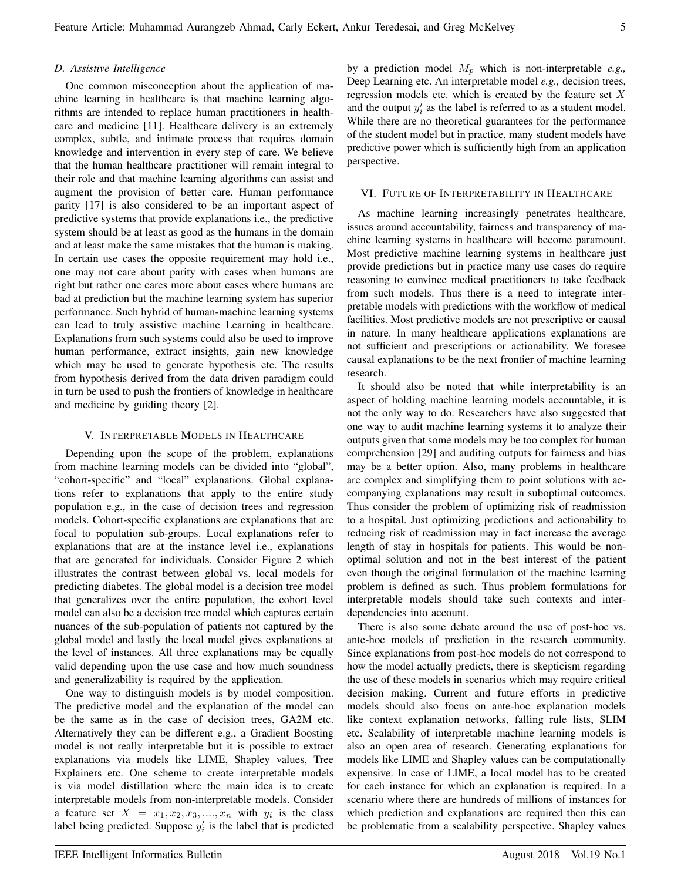### D. Assistive Intelligence

One common misconception about the application of machine learning in healthcare is that machine learning algorithms are intended to replace human practitioners in healthcare and medicine [11]. Healthcare delivery is an extremely complex, subtle, and intimate process that requires domain knowledge and intervention in every step of care. We believe that the human healthcare practitioner will remain integral to their role and that machine learning algorithms can assist and augment the provision of better care. Human performance parity [17] is also considered to be an important aspect of predictive systems that provide explanations i.e., the predictive system should be at least as good as the humans in the domain and at least make the same mistakes that the human is making. In certain use cases the opposite requirement may hold i.e., one may not care about parity with cases when humans are right but rather one cares more about cases where humans are bad at prediction but the machine learning system has superior performance. Such hybrid of human-machine learning systems can lead to truly assistive machine Learning in healthcare. Explanations from such systems could also be used to improve human performance, extract insights, gain new knowledge which may be used to generate hypothesis etc. The results from hypothesis derived from the data driven paradigm could in turn be used to push the frontiers of knowledge in healthcare and medicine by guiding theory [2].

## V. Interpretable Models in Healthcare

Depending upon the scope of the problem, explanations from machine learning models can be divided into "global", "cohort-specific" and "local" explanations. Global explanations refer to explanations that apply to the entire study population e.g., in the case of decision trees and regression models. Cohort-specific explanations are explanations that are focal to population sub-groups. Local explanations refer to explanations that are at the instance level i.e., explanations that are generated for individuals. Consider Figure 2 which illustrates the contrast between global vs. local models for predicting diabetes. The global model is a decision tree model that generalizes over the entire population, the cohort level model can also be a decision tree model which captures certain nuances of the sub-population of patients not captured by the global model and lastly the local model gives explanations at the level of instances. All three explanations may be equally valid depending upon the use case and how much soundness and generalizability is required by the application.

One way to distinguish models is by model composition. The predictive model and the explanation of the model can be the same as in the case of decision trees, GA2M etc. Alternatively they can be different e.g., a Gradient Boosting model is not really interpretable but it is possible to extract explanations via models like LIME, Shapley values, Tree Explainers etc. One scheme to create interpretable models is via model distillation where the main idea is to create interpretable models from non-interpretable models. Consider a feature set $X = x_1, x_2, x_3, ...., x_n$ with $y_i$ is the class label being predicted. Suppose $y'_i$ is the label that is predicted by a prediction model $M_p$ which is non-interpretable *e.g.,* Deep Learning etc. An interpretable model *e.g.,* decision trees, regression models etc. which is created by the feature set $X$ and the output $y'_i$ as the label is referred to as a student model. While there are no theoretical guarantees for the performance of the student model but in practice, many student models have predictive power which is sufficiently high from an application perspective.

## VI. Future of Interpretability in Healthcare

As machine learning increasingly penetrates healthcare, issues around accountability, fairness and transparency of machine learning systems in healthcare will become paramount. Most predictive machine learning systems in healthcare just provide predictions but in practice many use cases do require reasoning to convince medical practitioners to take feedback from such models. Thus there is a need to integrate interpretable models with predictions with the workflow of medical facilities. Most predictive models are not prescriptive or causal in nature. In many healthcare applications explanations are not sufficient and prescriptions or actionability. We foresee causal explanations to be the next frontier of machine learning research.

It should also be noted that while interpretability is an aspect of holding machine learning models accountable, it is not the only way to do. Researchers have also suggested that one way to audit machine learning systems it to analyze their outputs given that some models may be too complex for human comprehension [29] and auditing outputs for fairness and bias may be a better option. Also, many problems in healthcare are complex and simplifying them to point solutions with accompanying explanations may result in suboptimal outcomes. Thus consider the problem of optimizing risk of readmission to a hospital. Just optimizing predictions and actionability to reducing risk of readmission may in fact increase the average length of stay in hospitals for patients. This would be non-optimal solution and not in the best interest of the patient even though the original formulation of the machine learning problem is defined as such. Thus problem formulations for interpretable models should take such contexts and inter-dependencies into account.

There is also some debate around the use of post-hoc vs. ante-hoc models of prediction in the research community. Since explanations from post-hoc models do not correspond to how the model actually predicts, there is skepticism regarding the use of these models in scenarios which may require critical decision making. Current and future efforts in predictive models should also focus on ante-hoc explanation models like context explanation networks, falling rule lists, SLIM etc. Scalability of interpretable machine learning models is also an open area of research. Generating explanations for models like LIME and Shapley values can be computationally expensive. In case of LIME, a local model has to be created for each instance for which an explanation is required. In a scenario where there are hundreds of millions of instances for which prediction and explanations are required then this can be problematic from a scalability perspective. Shapley values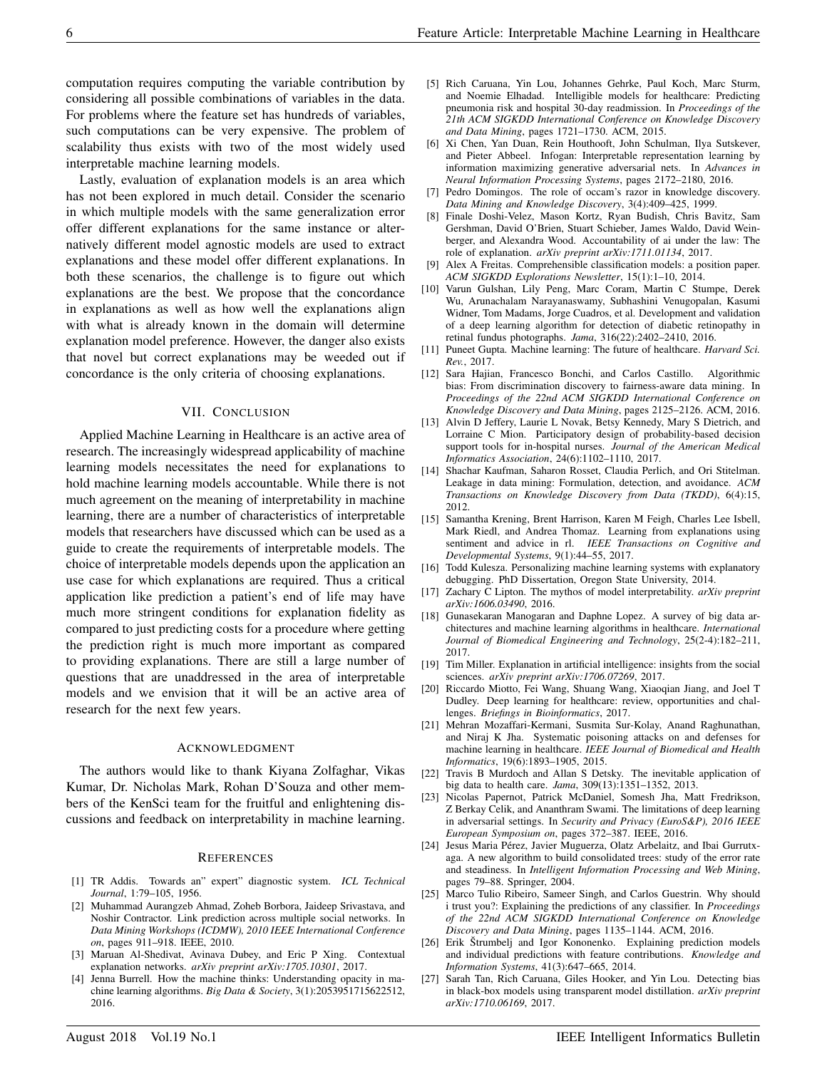computation requires computing the variable contribution by considering all possible combinations of variables in the data. For problems where the feature set has hundreds of variables, such computations can be very expensive. The problem of scalability thus exists with two of the most widely used interpretable machine learning models.

Lastly, evaluation of explanation models is an area which has not been explored in much detail. Consider the scenario in which multiple models with the same generalization error offer different explanations for the same instance or alternatively different model agnostic models are used to extract explanations and these model offer different explanations. In both these scenarios, the challenge is to figure out which explanations are the best. We propose that the concordance in explanations as well as how well the explanations align with what is already known in the domain will determine explanation model preference. However, the danger also exists that novel but correct explanations may be weeded out if concordance is the only criteria of choosing explanations.

## VII. Conclusion

Applied Machine Learning in Healthcare is an active area of research. The increasingly widespread applicability of machine learning models necessitates the need for explanations to hold machine learning models accountable. While there is not much agreement on the meaning of interpretability in machine learning, there are a number of characteristics of interpretable models that researchers have discussed which can be used as a guide to create the requirements of interpretable models. The choice of interpretable models depends upon the application an use case for which explanations are required. Thus a critical application like prediction a patient's end of life may have much more stringent conditions for explanation fidelity as compared to just predicting costs for a procedure where getting the prediction right is much more important as compared to providing explanations. There are still a large number of questions that are unaddressed in the area of interpretable models and we envision that it will be an active area of research for the next few years.

## Acknowledgment

The authors would like to thank Kiyana Zolfaghar, Vikas Kumar, Dr. Nicholas Mark, Rohan D'Souza and other members of the KenSci team for the fruitful and enlightening discussions and feedback on interpretability in machine learning.

## References

[1] TR Addis. Towards an" expert" diagnostic system. *ICL Technical Journal*, 1:79–105, 1956.

[2] Muhammad Aurangzeb Ahmad, Zoheb Borbora, Jaideep Srivastava, and Noshir Contractor. Link prediction across multiple social networks. In *Data Mining Workshops (ICDMW), 2010 IEEE International Conference on*, pages 911–918. IEEE, 2010.

[3] Maruan Al-Shedivat, Avinava Dubey, and Eric P Xing. Contextual explanation networks. *arXiv preprint arXiv:1705.10301*, 2017.

[4] Jenna Burrell. How the machine thinks: Understanding opacity in machine learning algorithms. *Big Data & Society*, 3(1):2053951715622512, 2016.

[5] Rich Caruana, Yin Lou, Johannes Gehrke, Paul Koch, Marc Sturm, and Noemie Elhadad. Intelligible models for healthcare: Predicting pneumonia risk and hospital 30-day readmission. In *Proceedings of the 21th ACM SIGKDD International Conference on Knowledge Discovery and Data Mining*, pages 1721–1730. ACM, 2015.

[6] Xi Chen, Yan Duan, Rein Houthooft, John Schulman, Ilya Sutskever, and Pieter Abbeel. Infogan: Interpretable representation learning by information maximizing generative adversarial nets. In *Advances in Neural Information Processing Systems*, pages 2172–2180, 2016.

[7] Pedro Domingos. The role of occam's razor in knowledge discovery. *Data Mining and Knowledge Discovery*, 3(4):409–425, 1999.

[8] Finale Doshi-Velez, Mason Kortz, Ryan Budish, Chris Bavitz, Sam Gershman, David O'Brien, Stuart Schieber, James Waldo, David Weinberger, and Alexandra Wood. Accountability of ai under the law: The role of explanation. *arXiv preprint arXiv:1711.01134*, 2017.

[9] Alex A Freitas. Comprehensible classification models: a position paper. *ACM SIGKDD Explorations Newsletter*, 15(1):1–10, 2014.

[10] Varun Gulshan, Lily Peng, Marc Coram, Martin C Stumpe, Derek Wu, Arunachalam Narayanaswamy, Subhashini Venugopalan, Kasumi Widner, Tom Madams, Jorge Cuadros, et al. Development and validation of a deep learning algorithm for detection of diabetic retinopathy in retinal fundus photographs. *Jama*, 316(22):2402–2410, 2016.

[11] Puneet Gupta. Machine learning: The future of healthcare. *Harvard Sci. Rev.*, 2017.

[12] Sara Hajian, Francesco Bonchi, and Carlos Castillo. Algorithmic bias: From discrimination discovery to fairness-aware data mining. In *Proceedings of the 22nd ACM SIGKDD International Conference on Knowledge Discovery and Data Mining*, pages 2125–2126. ACM, 2016.

[13] Alvin D Jeffery, Laurie L Novak, Betsy Kennedy, Mary S Dietrich, and Lorraine C Mion. Participatory design of probability-based decision support tools for in-hospital nurses. *Journal of the American Medical Informatics Association*, 24(6):1102–1110, 2017.

[14] Shachar Kaufman, Saharon Rosset, Claudia Perlich, and Ori Stitelman. Leakage in data mining: Formulation, detection, and avoidance. *ACM Transactions on Knowledge Discovery from Data (TKDD)*, 6(4):15, 2012.

[15] Samantha Krening, Brent Harrison, Karen M Feigh, Charles Lee Isbell, Mark Riedl, and Andrea Thomaz. Learning from explanations using sentiment and advice in rl. *IEEE Transactions on Cognitive and Developmental Systems*, 9(1):44–55, 2017.

[16] Todd Kulesza. Personalizing machine learning systems with explanatory debugging. PhD Dissertation, Oregon State University, 2014.

[17] Zachary C Lipton. The mythos of model interpretability. *arXiv preprint arXiv:1606.03490*, 2016.

[18] Gunasekaran Manogaran and Daphne Lopez. A survey of big data architectures and machine learning algorithms in healthcare. *International Journal of Biomedical Engineering and Technology*, 25(2-4):182–211, 2017.

[19] Tim Miller. Explanation in artificial intelligence: insights from the social sciences. *arXiv preprint arXiv:1706.07269*, 2017.

[20] Riccardo Miotto, Fei Wang, Shuang Wang, Xiaoqian Jiang, and Joel T Dudley. Deep learning for healthcare: review, opportunities and challenges. *Briefings in Bioinformatics*, 2017.

[21] Mehran Mozaffari-Kermani, Susmita Sur-Kolay, Anand Raghunathan, and Niraj K Jha. Systematic poisoning attacks on and defenses for machine learning in healthcare. *IEEE Journal of Biomedical and Health Informatics*, 19(6):1893–1905, 2015.

[22] Travis B Murdoch and Allan S Detsky. The inevitable application of big data to health care. *Jama*, 309(13):1351–1352, 2013.

[23] Nicolas Papernot, Patrick McDaniel, Somesh Jha, Matt Fredrikson, Z Berkay Celik, and Ananthram Swami. The limitations of deep learning in adversarial settings. In *Security and Privacy (EuroS&P), 2016 IEEE European Symposium on*, pages 372–387. IEEE, 2016.

[24] Jesus Maria Pérez, Javier Muguerza, Olatz Arbelaitz, and Ibai Gurrutxaga. A new algorithm to build consolidated trees: study of the error rate and steadiness. In *Intelligent Information Processing and Web Mining*, pages 79–88. Springer, 2004.

[25] Marco Tulio Ribeiro, Sameer Singh, and Carlos Guestrin. Why should i trust you?: Explaining the predictions of any classifier. In *Proceedings of the 22nd ACM SIGKDD International Conference on Knowledge Discovery and Data Mining*, pages 1135–1144. ACM, 2016.

[26] Erik Štrumbelj and Igor Kononenko. Explaining prediction models and individual predictions with feature contributions. *Knowledge and Information Systems*, 41(3):647–665, 2014.

[27] Sarah Tan, Rich Caruana, Giles Hooker, and Yin Lou. Detecting bias in black-box models using transparent model distillation. *arXiv preprint arXiv:1710.06169*, 2017.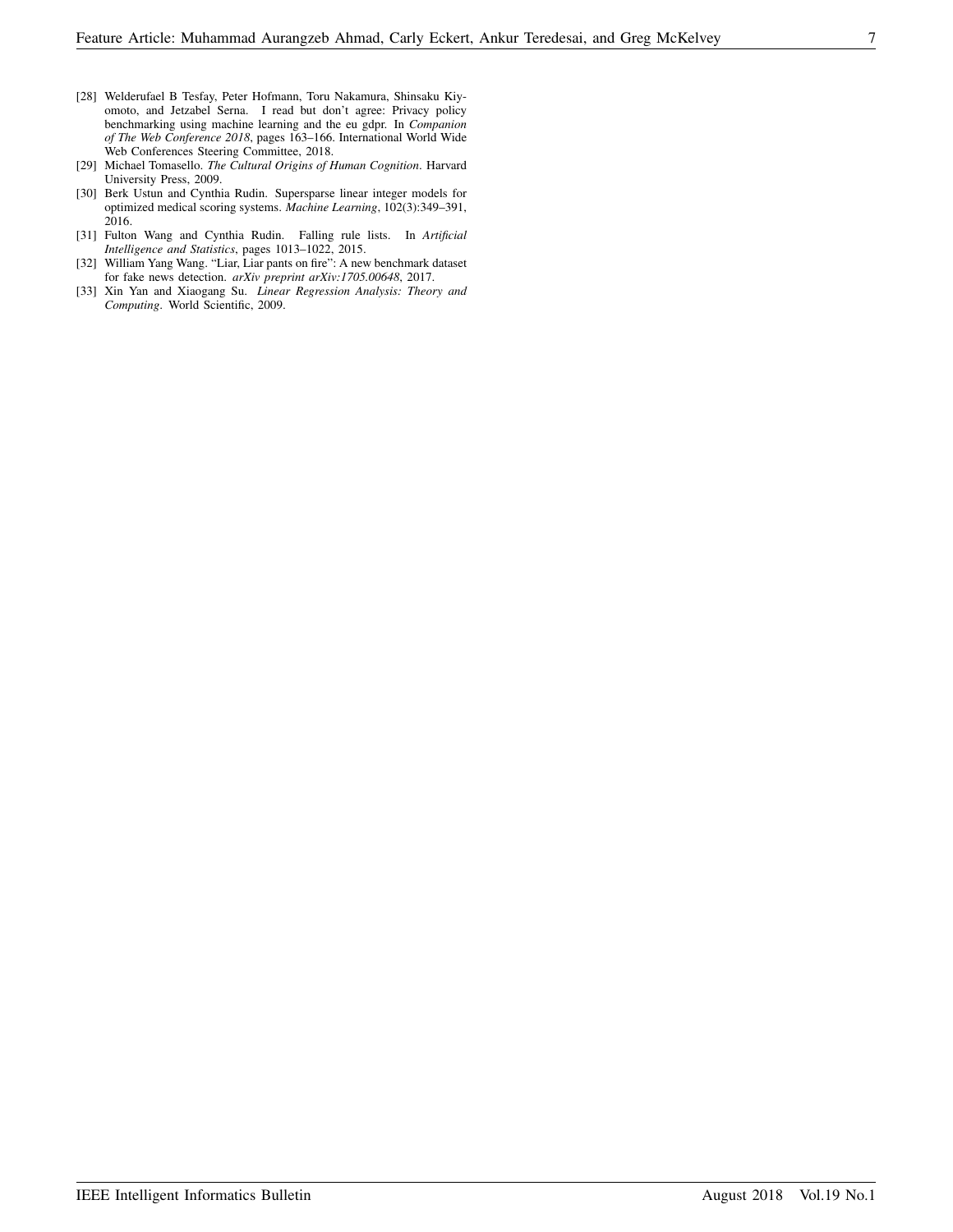[28] Welderufael B Tesfay, Peter Hofmann, Toru Nakamura, Shinsaku Kiyomoto, and Jetzabel Serna. I read but don't agree: Privacy policy benchmarking using machine learning and the eu gdpr. In *Companion of The Web Conference 2018*, pages 163–166. International World Wide Web Conferences Steering Committee, 2018.

[29] Michael Tomasello. *The Cultural Origins of Human Cognition*. Harvard University Press, 2009.

[30] Berk Ustun and Cynthia Rudin. Supersparse linear integer models for optimized medical scoring systems. *Machine Learning*, 102(3):349–391, 2016.

[31] Fulton Wang and Cynthia Rudin. Falling rule lists. In *Artificial Intelligence and Statistics*, pages 1013–1022, 2015.

[32] William Yang Wang. "Liar, Liar pants on fire": A new benchmark dataset for fake news detection. *arXiv preprint arXiv:1705.00648*, 2017.

[33] Xin Yan and Xiaogang Su. *Linear Regression Analysis: Theory and Computing*. World Scientific, 2009.